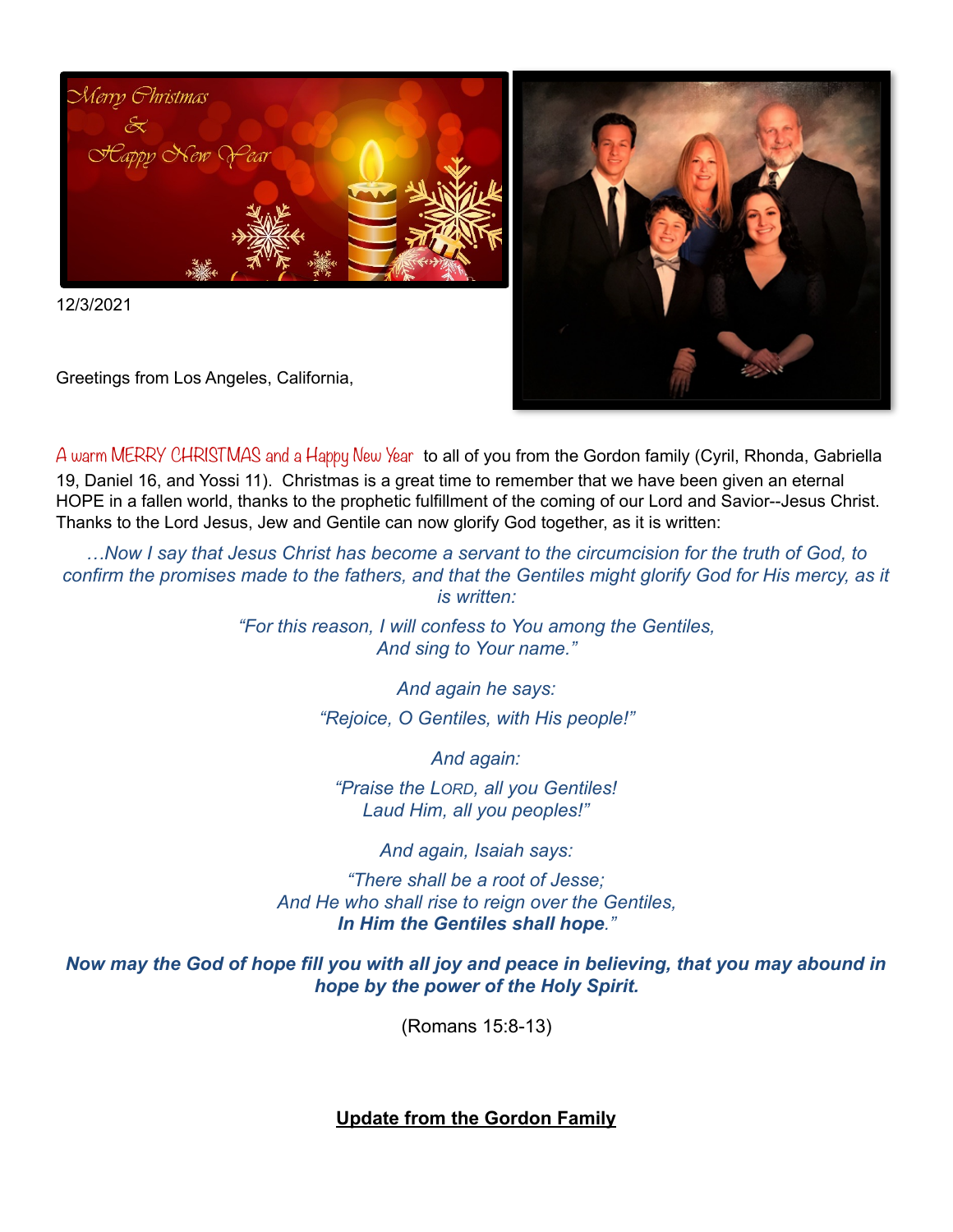12/3/2021

Greetings from Los Angeles, California,

A warm MERRY CHRISTMAS and a Happy New Year to all of you from the Gordon family (Cyril, Rhonda, Gabriella 19, Daniel 16, and Yossi 11). Christmas is a great time to remember that we have been given an eternal HOPE in a fallen world, thanks to the prophetic fulfillment of the coming of our Lord and Savior--Jesus Christ. Thanks to the Lord Jesus, Jew and Gentile can now glorify God together, as it is written:

*…Now I say that Jesus Christ has become a servant to the circumcision for the truth of God, to confirm the promises made to the fathers, and that the Gentiles might glorify God for His mercy, as it is written:*

*"For this reason, I will confess to You among the Gentiles,*
*And sing to Your name."*

*And again he says:*

*"Rejoice, O Gentiles, with His people!"*

*And again:*

*"Praise the LORD, all you Gentiles!*
*Laud Him, all you peoples!"*

*And again, Isaiah says:*

*"There shall be a root of Jesse;*
*And He who shall rise to reign over the Gentiles,*
***In Him the Gentiles shall hope**."*

***Now may the God of hope fill you with all joy and peace in believing, that you may abound in hope by the power of the Holy Spirit.***

(Romans 15:8-13)

## Update from the Gordon Family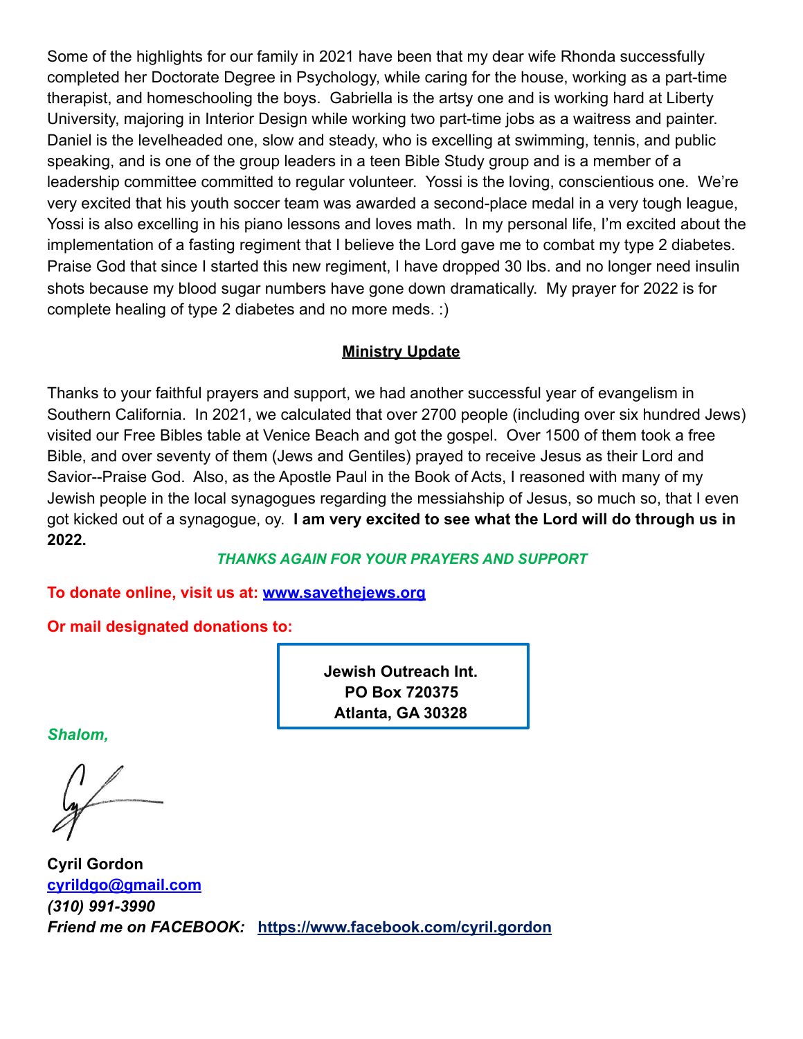Some of the highlights for our family in 2021 have been that my dear wife Rhonda successfully completed her Doctorate Degree in Psychology, while caring for the house, working as a part-time therapist, and homeschooling the boys. Gabriella is the artsy one and is working hard at Liberty University, majoring in Interior Design while working two part-time jobs as a waitress and painter. Daniel is the levelheaded one, slow and steady, who is excelling at swimming, tennis, and public speaking, and is one of the group leaders in a teen Bible Study group and is a member of a leadership committee committed to regular volunteer. Yossi is the loving, conscientious one. We're very excited that his youth soccer team was awarded a second-place medal in a very tough league, Yossi is also excelling in his piano lessons and loves math. In my personal life, I'm excited about the implementation of a fasting regiment that I believe the Lord gave me to combat my type 2 diabetes. Praise God that since I started this new regiment, I have dropped 30 lbs. and no longer need insulin shots because my blood sugar numbers have gone down dramatically. My prayer for 2022 is for complete healing of type 2 diabetes and no more meds. :)

## Ministry Update

Thanks to your faithful prayers and support, we had another successful year of evangelism in Southern California. In 2021, we calculated that over 2700 people (including over six hundred Jews) visited our Free Bibles table at Venice Beach and got the gospel. Over 1500 of them took a free Bible, and over seventy of them (Jews and Gentiles) prayed to receive Jesus as their Lord and Savior--Praise God. Also, as the Apostle Paul in the Book of Acts, I reasoned with many of my Jewish people in the local synagogues regarding the messiahship of Jesus, so much so, that I even got kicked out of a synagogue, oy. **I am very excited to see what the Lord will do through us in 2022.**

***THANKS AGAIN FOR YOUR PRAYERS AND SUPPORT***

**To donate online, visit us at: [www.savethejews.org](http://www.savethejews.org)**

**Or mail designated donations to:**

**Jewish Outreach Int.**
**PO Box 720375**
**Atlanta, GA 30328**

*Shalom,*

**Cyril Gordon**
[cyrildgo@gmail.com](mailto:cyrildgo@gmail.com)
***(310) 991-3990***
***Friend me on FACEBOOK:*** **[https://www.facebook.com/cyril.gordon](https://www.facebook.com/cyril.gordon)**